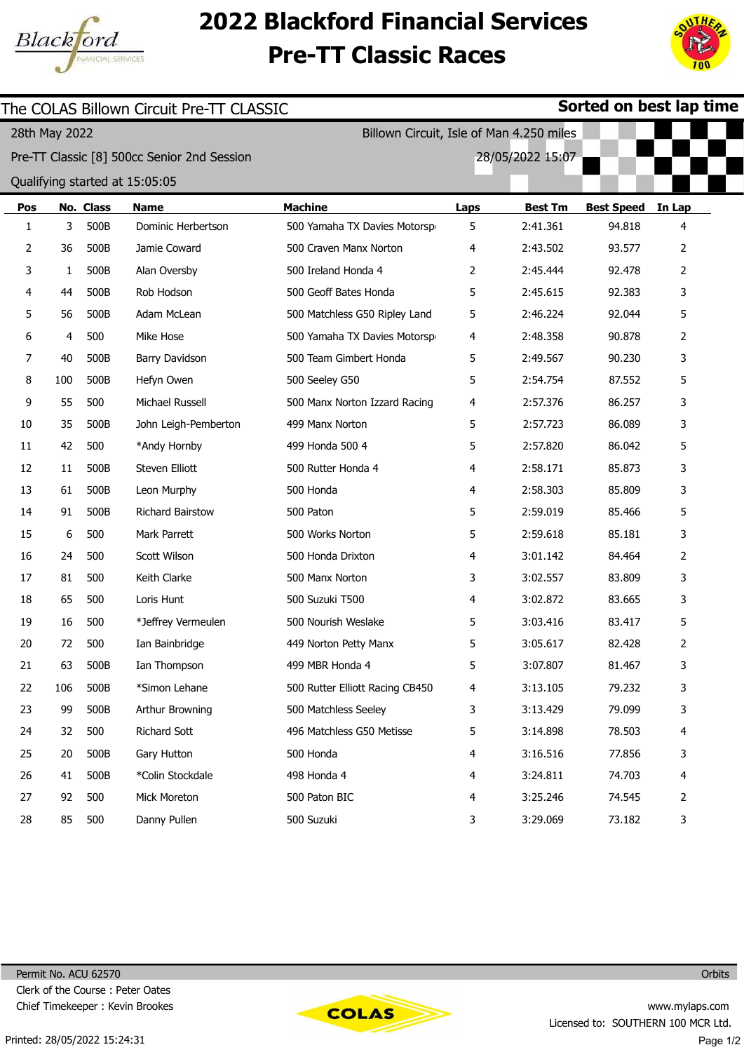# 2022 Blackford Financial Services Pre-TT Classic Races

## The COLAS Billown Circuit Pre-TT CLASSIC

**Sorted on best lap time**

28th May 2022 — Billown Circuit, Isle of Man 4.250 miles

Pre-TT Classic [8] 500cc Senior 2nd Session — 28/05/2022 15:07

Qualifying started at 15:05:05

| Pos | No. | Class | Name | Machine | Laps | Best Tm | Best Speed | In Lap |
|---|---|---|---|---|---|---|---|---|
| 1 | 3 | 500B | Dominic Herbertson | 500 Yamaha TX Davies Motorsp | 5 | 2:41.361 | 94.818 | 4 |
| 2 | 36 | 500B | Jamie Coward | 500 Craven Manx Norton | 4 | 2:43.502 | 93.577 | 2 |
| 3 | 1 | 500B | Alan Oversby | 500 Ireland Honda 4 | 2 | 2:45.444 | 92.478 | 2 |
| 4 | 44 | 500B | Rob Hodson | 500 Geoff Bates Honda | 5 | 2:45.615 | 92.383 | 3 |
| 5 | 56 | 500B | Adam McLean | 500 Matchless G50 Ripley Land | 5 | 2:46.224 | 92.044 | 5 |
| 6 | 4 | 500 | Mike Hose | 500 Yamaha TX Davies Motorsp | 4 | 2:48.358 | 90.878 | 2 |
| 7 | 40 | 500B | Barry Davidson | 500 Team Gimbert Honda | 5 | 2:49.567 | 90.230 | 3 |
| 8 | 100 | 500B | Hefyn Owen | 500 Seeley G50 | 5 | 2:54.754 | 87.552 | 5 |
| 9 | 55 | 500 | Michael Russell | 500 Manx Norton Izzard Racing | 4 | 2:57.376 | 86.257 | 3 |
| 10 | 35 | 500B | John Leigh-Pemberton | 499 Manx Norton | 5 | 2:57.723 | 86.089 | 3 |
| 11 | 42 | 500 | *Andy Hornby | 499 Honda 500 4 | 5 | 2:57.820 | 86.042 | 5 |
| 12 | 11 | 500B | Steven Elliott | 500 Rutter Honda 4 | 4 | 2:58.171 | 85.873 | 3 |
| 13 | 61 | 500B | Leon Murphy | 500 Honda | 4 | 2:58.303 | 85.809 | 3 |
| 14 | 91 | 500B | Richard Bairstow | 500 Paton | 5 | 2:59.019 | 85.466 | 5 |
| 15 | 6 | 500 | Mark Parrett | 500 Works Norton | 5 | 2:59.618 | 85.181 | 3 |
| 16 | 24 | 500 | Scott Wilson | 500 Honda Drixton | 4 | 3:01.142 | 84.464 | 2 |
| 17 | 81 | 500 | Keith Clarke | 500 Manx Norton | 3 | 3:02.557 | 83.809 | 3 |
| 18 | 65 | 500 | Loris Hunt | 500 Suzuki T500 | 4 | 3:02.872 | 83.665 | 3 |
| 19 | 16 | 500 | *Jeffrey Vermeulen | 500 Nourish Weslake | 5 | 3:03.416 | 83.417 | 5 |
| 20 | 72 | 500 | Ian Bainbridge | 449 Norton Petty Manx | 5 | 3:05.617 | 82.428 | 2 |
| 21 | 63 | 500B | Ian Thompson | 499 MBR Honda 4 | 5 | 3:07.807 | 81.467 | 3 |
| 22 | 106 | 500B | *Simon Lehane | 500 Rutter Elliott Racing CB450 | 4 | 3:13.105 | 79.232 | 3 |
| 23 | 99 | 500B | Arthur Browning | 500 Matchless Seeley | 3 | 3:13.429 | 79.099 | 3 |
| 24 | 32 | 500 | Richard Sott | 496 Matchless G50 Metisse | 5 | 3:14.898 | 78.503 | 4 |
| 25 | 20 | 500B | Gary Hutton | 500 Honda | 4 | 3:16.516 | 77.856 | 3 |
| 26 | 41 | 500B | *Colin Stockdale | 498 Honda 4 | 4 | 3:24.811 | 74.703 | 4 |
| 27 | 92 | 500 | Mick Moreton | 500 Paton BIC | 4 | 3:25.246 | 74.545 | 2 |
| 28 | 85 | 500 | Danny Pullen | 500 Suzuki | 3 | 3:29.069 | 73.182 | 3 |

Permit No. ACU 62570

Clerk of the Course : Peter Oates

Chief Timekeeper : Kevin Brookes

Orbits

www.mylaps.com

Licensed to: SOUTHERN 100 MCR Ltd.

Printed: 28/05/2022 15:24:31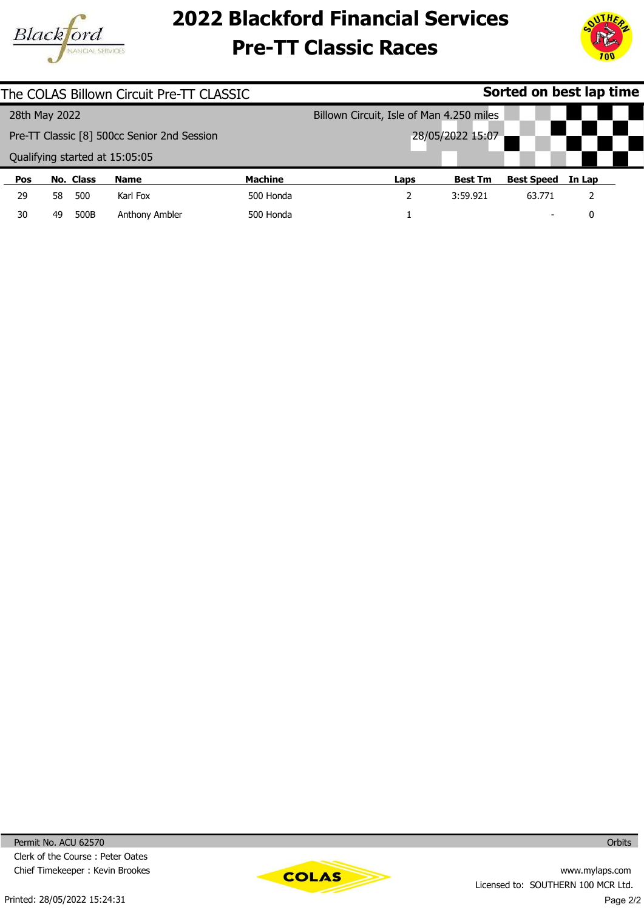# 2022 Blackford Financial Services Pre-TT Classic Races

## The COLAS Billown Circuit Pre-TT CLASSIC

**Sorted on best lap time**

28th May 2022

Billown Circuit, Isle of Man 4.250 miles

Pre-TT Classic [8] 500cc Senior 2nd Session

28/05/2022 15:07

Qualifying started at 15:05:05

| Pos | No. | Class | Name | Machine | Laps | Best Tm | Best Speed | In Lap |
|---|---|---|---|---|---|---|---|---|
| 29 | 58 | 500 | Karl Fox | 500 Honda | 2 | 3:59.921 | 63.771 | 2 |
| 30 | 49 | 500B | Anthony Ambler | 500 Honda | 1 | | - | 0 |

Permit No. ACU 62570

Orbits

Clerk of the Course : Peter Oates

Chief Timekeeper : Kevin Brookes

www.mylaps.com

Licensed to: SOUTHERN 100 MCR Ltd.

Printed: 28/05/2022 15:24:31